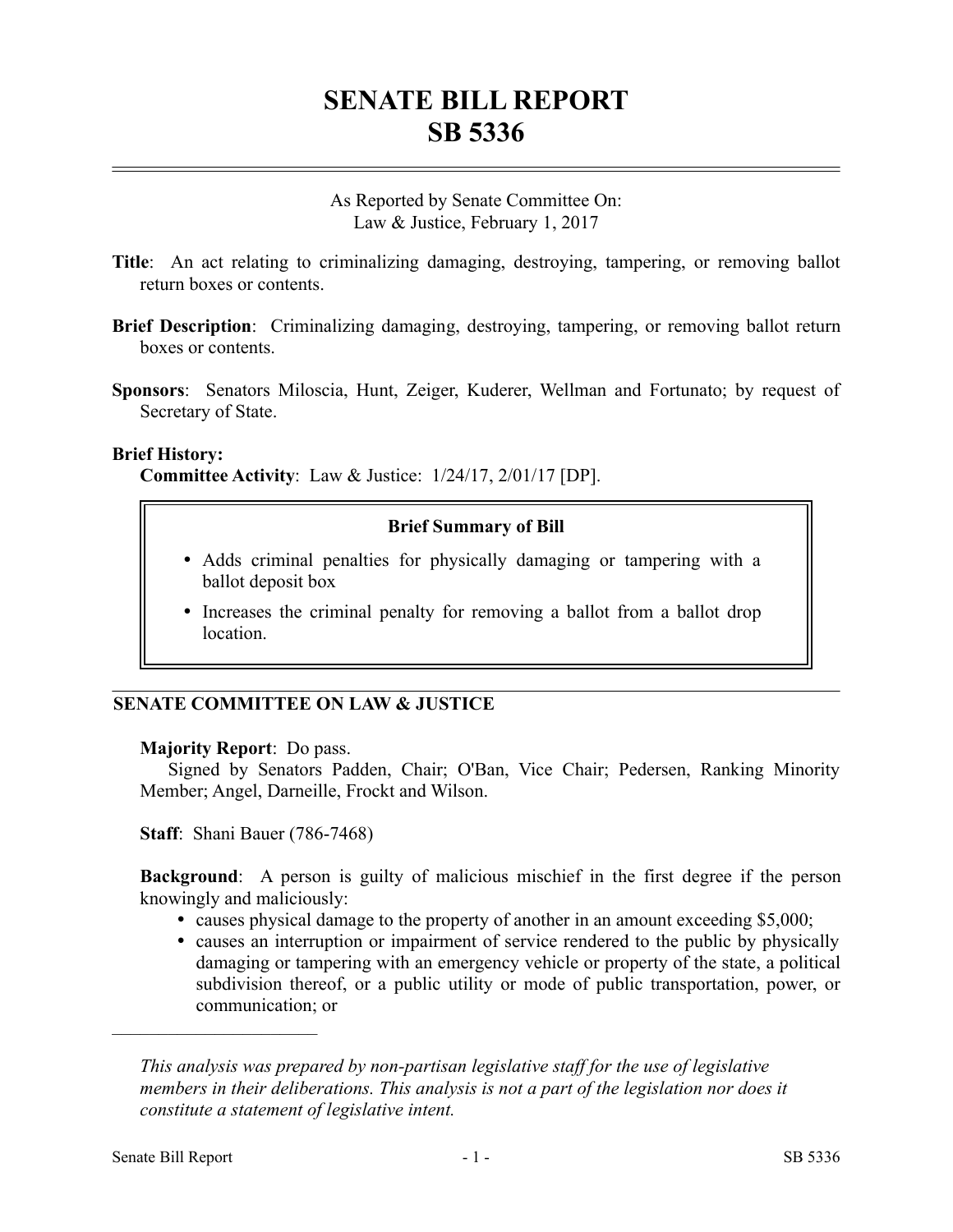# SENATE BILL REPORT
# SB 5336

As Reported by Senate Committee On:
Law & Justice, February 1, 2017

**Title**: An act relating to criminalizing damaging, destroying, tampering, or removing ballot return boxes or contents.

**Brief Description**: Criminalizing damaging, destroying, tampering, or removing ballot return boxes or contents.

**Sponsors**: Senators Miloscia, Hunt, Zeiger, Kuderer, Wellman and Fortunato; by request of Secretary of State.

**Brief History:**

**Committee Activity**: Law & Justice: 1/24/17, 2/01/17 [DP].

**Brief Summary of Bill**

- Adds criminal penalties for physically damaging or tampering with a ballot deposit box
- Increases the criminal penalty for removing a ballot from a ballot drop location.

## SENATE COMMITTEE ON LAW & JUSTICE

**Majority Report**: Do pass.
Signed by Senators Padden, Chair; O'Ban, Vice Chair; Pedersen, Ranking Minority Member; Angel, Darneille, Frockt and Wilson.

**Staff**: Shani Bauer (786-7468)

**Background**: A person is guilty of malicious mischief in the first degree if the person knowingly and maliciously:

- causes physical damage to the property of another in an amount exceeding $5,000;
- causes an interruption or impairment of service rendered to the public by physically damaging or tampering with an emergency vehicle or property of the state, a political subdivision thereof, or a public utility or mode of public transportation, power, or communication; or

---

*This analysis was prepared by non-partisan legislative staff for the use of legislative members in their deliberations. This analysis is not a part of the legislation nor does it constitute a statement of legislative intent.*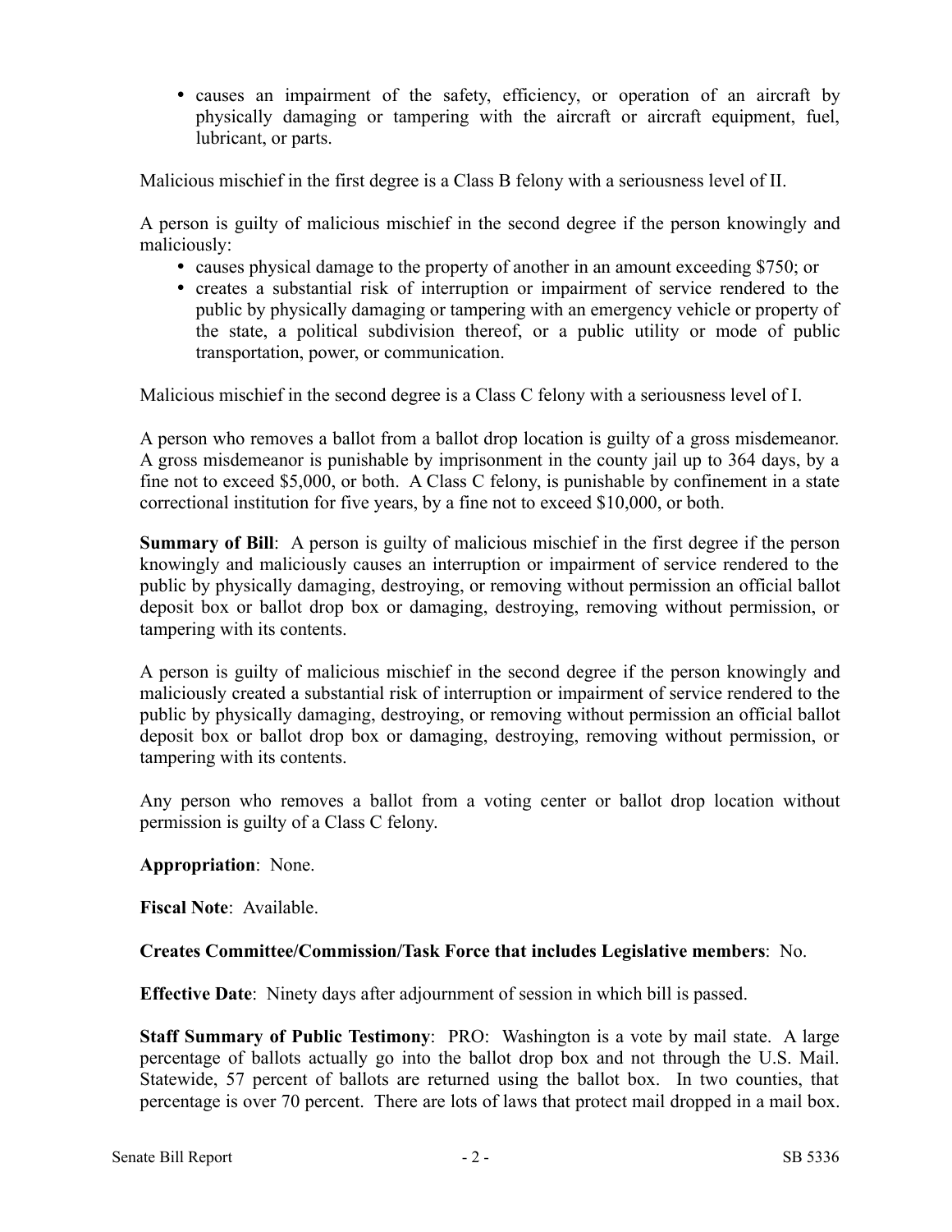- causes an impairment of the safety, efficiency, or operation of an aircraft by physically damaging or tampering with the aircraft or aircraft equipment, fuel, lubricant, or parts.

Malicious mischief in the first degree is a Class B felony with a seriousness level of II.

A person is guilty of malicious mischief in the second degree if the person knowingly and maliciously:

- causes physical damage to the property of another in an amount exceeding $750; or
- creates a substantial risk of interruption or impairment of service rendered to the public by physically damaging or tampering with an emergency vehicle or property of the state, a political subdivision thereof, or a public utility or mode of public transportation, power, or communication.

Malicious mischief in the second degree is a Class C felony with a seriousness level of I.

A person who removes a ballot from a ballot drop location is guilty of a gross misdemeanor. A gross misdemeanor is punishable by imprisonment in the county jail up to 364 days, by a fine not to exceed $5,000, or both. A Class C felony, is punishable by confinement in a state correctional institution for five years, by a fine not to exceed $10,000, or both.

**Summary of Bill**: A person is guilty of malicious mischief in the first degree if the person knowingly and maliciously causes an interruption or impairment of service rendered to the public by physically damaging, destroying, or removing without permission an official ballot deposit box or ballot drop box or damaging, destroying, removing without permission, or tampering with its contents.

A person is guilty of malicious mischief in the second degree if the person knowingly and maliciously created a substantial risk of interruption or impairment of service rendered to the public by physically damaging, destroying, or removing without permission an official ballot deposit box or ballot drop box or damaging, destroying, removing without permission, or tampering with its contents.

Any person who removes a ballot from a voting center or ballot drop location without permission is guilty of a Class C felony.

**Appropriation**: None.

**Fiscal Note**: Available.

**Creates Committee/Commission/Task Force that includes Legislative members**: No.

**Effective Date**: Ninety days after adjournment of session in which bill is passed.

**Staff Summary of Public Testimony**: PRO: Washington is a vote by mail state. A large percentage of ballots actually go into the ballot drop box and not through the U.S. Mail. Statewide, 57 percent of ballots are returned using the ballot box. In two counties, that percentage is over 70 percent. There are lots of laws that protect mail dropped in a mail box.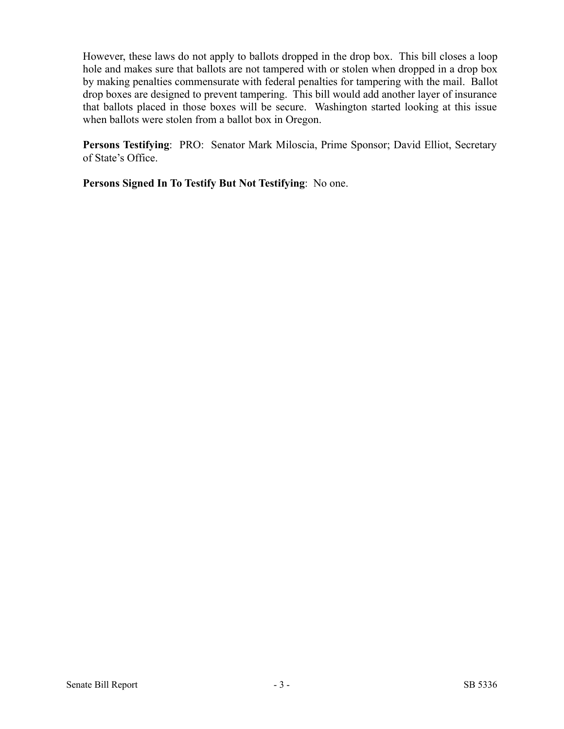However, these laws do not apply to ballots dropped in the drop box. This bill closes a loop hole and makes sure that ballots are not tampered with or stolen when dropped in a drop box by making penalties commensurate with federal penalties for tampering with the mail. Ballot drop boxes are designed to prevent tampering. This bill would add another layer of insurance that ballots placed in those boxes will be secure. Washington started looking at this issue when ballots were stolen from a ballot box in Oregon.

**Persons Testifying**: PRO: Senator Mark Miloscia, Prime Sponsor; David Elliot, Secretary of State's Office.

**Persons Signed In To Testify But Not Testifying**: No one.